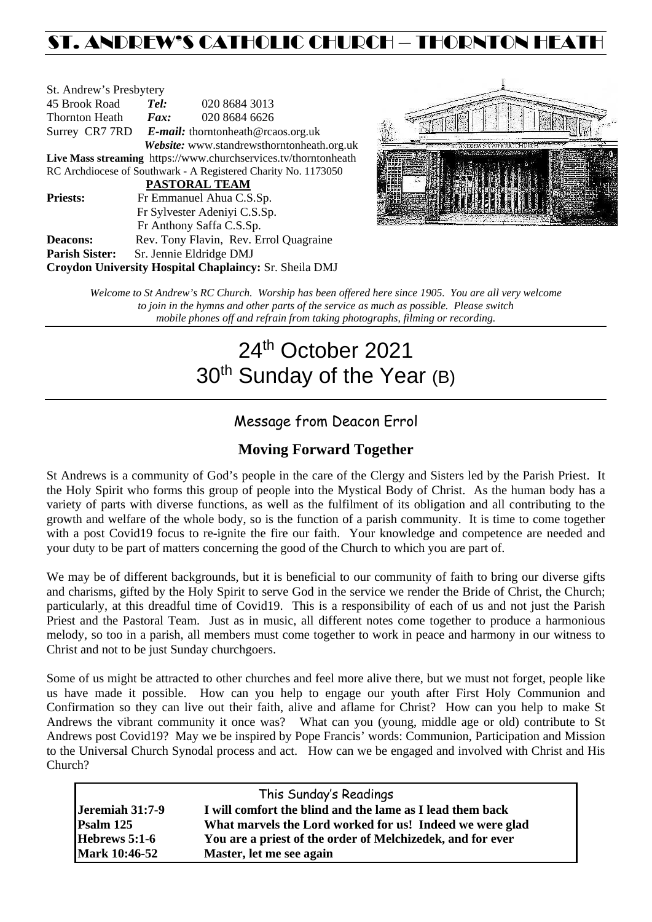# ST. ANDREW'S CATHOLIC CHURCH – THORNTON HEATH

St. Andrew's Presbytery
45 Brook Road *Tel:* 020 8684 3013
Thornton Heath *Fax:* 020 8684 6626
Surrey CR7 7RD *E-mail:* thorntonheath@rcaos.org.uk
*Website:* www.standrewsthorntonheath.org.uk
**Live Mass streaming** https://www.churchservices.tv/thorntonheath
RC Archdiocese of Southwark - A Registered Charity No. 1173050

**PASTORAL TEAM**

**Priests:** Fr Emmanuel Ahua C.S.Sp.
Fr Sylvester Adeniyi C.S.Sp.
Fr Anthony Saffa C.S.Sp.
**Deacons:** Rev. Tony Flavin, Rev. Errol Quagraine
**Parish Sister:** Sr. Jennie Eldridge DMJ
**Croydon University Hospital Chaplaincy:** Sr. Sheila DMJ

*Welcome to St Andrew's RC Church. Worship has been offered here since 1905. You are all very welcome to join in the hymns and other parts of the service as much as possible. Please switch mobile phones off and refrain from taking photographs, filming or recording.*

# 24th October 2021
# 30th Sunday of the Year (B)

## Message from Deacon Errol

### Moving Forward Together

St Andrews is a community of God's people in the care of the Clergy and Sisters led by the Parish Priest. It the Holy Spirit who forms this group of people into the Mystical Body of Christ. As the human body has a variety of parts with diverse functions, as well as the fulfilment of its obligation and all contributing to the growth and welfare of the whole body, so is the function of a parish community. It is time to come together with a post Covid19 focus to re-ignite the fire our faith. Your knowledge and competence are needed and your duty to be part of matters concerning the good of the Church to which you are part of.

We may be of different backgrounds, but it is beneficial to our community of faith to bring our diverse gifts and charisms, gifted by the Holy Spirit to serve God in the service we render the Bride of Christ, the Church; particularly, at this dreadful time of Covid19. This is a responsibility of each of us and not just the Parish Priest and the Pastoral Team. Just as in music, all different notes come together to produce a harmonious melody, so too in a parish, all members must come together to work in peace and harmony in our witness to Christ and not to be just Sunday churchgoers.

Some of us might be attracted to other churches and feel more alive there, but we must not forget, people like us have made it possible. How can you help to engage our youth after First Holy Communion and Confirmation so they can live out their faith, alive and aflame for Christ? How can you help to make St Andrews the vibrant community it once was? What can you (young, middle age or old) contribute to St Andrews post Covid19? May we be inspired by Pope Francis' words: Communion, Participation and Mission to the Universal Church Synodal process and act. How can we be engaged and involved with Christ and His Church?

| This Sunday's Readings | |
|---|---|
| **Jeremiah 31:7-9** | **I will comfort the blind and the lame as I lead them back** |
| **Psalm 125** | **What marvels the Lord worked for us! Indeed we were glad** |
| **Hebrews 5:1-6** | **You are a priest of the order of Melchizedek, and for ever** |
| **Mark 10:46-52** | **Master, let me see again** |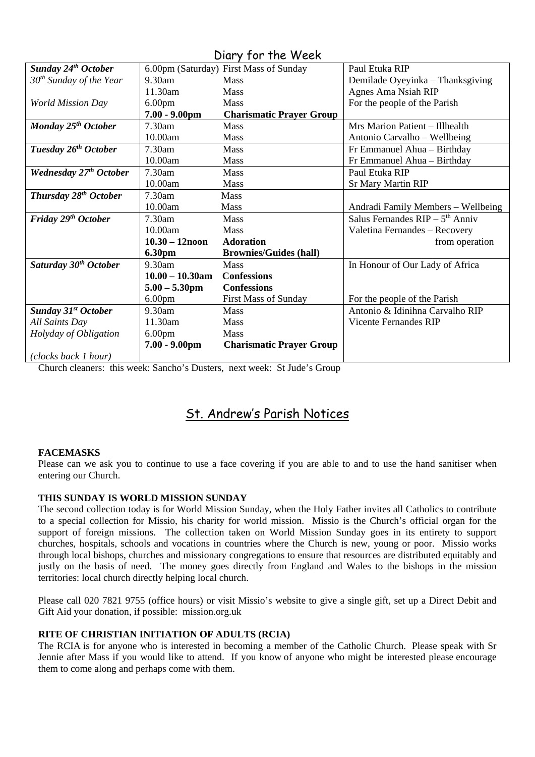## Diary for the Week

| | | | |
|---|---|---|---|
| ***Sunday 24th October*** | 6.00pm (Saturday) | First Mass of Sunday | Paul Etuka RIP |
| *30th Sunday of the Year* | 9.30am | Mass | Demilade Oyeyinka – Thanksgiving |
| | 11.30am | Mass | Agnes Ama Nsiah RIP |
| *World Mission Day* | 6.00pm | Mass | For the people of the Parish |
| | **7.00 - 9.00pm** | **Charismatic Prayer Group** | |
| ***Monday 25th October*** | 7.30am | Mass | Mrs Marion Patient – Illhealth |
| | 10.00am | Mass | Antonio Carvalho – Wellbeing |
| ***Tuesday 26th October*** | 7.30am | Mass | Fr Emmanuel Ahua – Birthday |
| | 10.00am | Mass | Fr Emmanuel Ahua – Birthday |
| ***Wednesday 27th October*** | 7.30am | Mass | Paul Etuka RIP |
| | 10.00am | Mass | Sr Mary Martin RIP |
| ***Thursday 28th October*** | 7.30am | Mass | |
| | 10.00am | Mass | Andradi Family Members – Wellbeing |
| ***Friday 29th October*** | 7.30am | Mass | Salus Fernandes RIP – 5th Anniv |
| | 10.00am | Mass | Valetina Fernandes – Recovery from operation |
| | **10.30 – 12noon** | **Adoration** | |
| | **6.30pm** | **Brownies/Guides (hall)** | |
| ***Saturday 30th October*** | 9.30am | Mass | In Honour of Our Lady of Africa |
| | **10.00 – 10.30am** | **Confessions** | |
| | **5.00 – 5.30pm** | **Confessions** | |
| | 6.00pm | First Mass of Sunday | For the people of the Parish |
| ***Sunday 31st October*** | 9.30am | Mass | Antonio & Idinihna Carvalho RIP |
| *All Saints Day* | 11.30am | Mass | Vicente Fernandes RIP |
| *Holyday of Obligation* | 6.00pm | Mass | |
| | **7.00 - 9.00pm** | **Charismatic Prayer Group** | |
| *(clocks back 1 hour)* | | | |

Church cleaners: this week: Sancho's Dusters, next week: St Jude's Group

## St. Andrew's Parish Notices

**FACEMASKS**

Please can we ask you to continue to use a face covering if you are able to and to use the hand sanitiser when entering our Church.

**THIS SUNDAY IS WORLD MISSION SUNDAY**

The second collection today is for World Mission Sunday, when the Holy Father invites all Catholics to contribute to a special collection for Missio, his charity for world mission. Missio is the Church's official organ for the support of foreign missions. The collection taken on World Mission Sunday goes in its entirety to support churches, hospitals, schools and vocations in countries where the Church is new, young or poor. Missio works through local bishops, churches and missionary congregations to ensure that resources are distributed equitably and justly on the basis of need. The money goes directly from England and Wales to the bishops in the mission territories: local church directly helping local church.

Please call 020 7821 9755 (office hours) or visit Missio's website to give a single gift, set up a Direct Debit and Gift Aid your donation, if possible: mission.org.uk

**RITE OF CHRISTIAN INITIATION OF ADULTS (RCIA)**

The RCIA is for anyone who is interested in becoming a member of the Catholic Church. Please speak with Sr Jennie after Mass if you would like to attend. If you know of anyone who might be interested please encourage them to come along and perhaps come with them.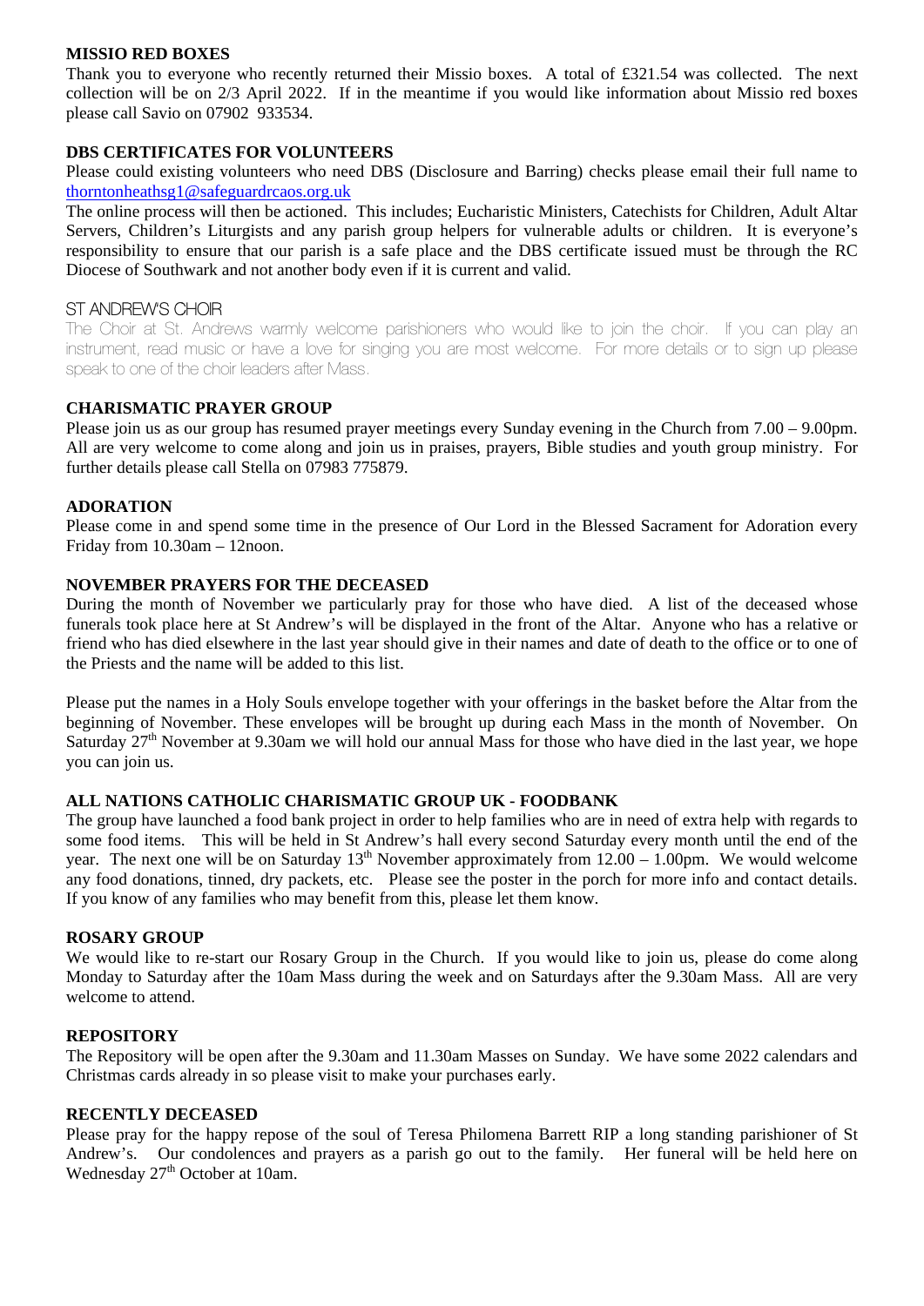**MISSIO RED BOXES**

Thank you to everyone who recently returned their Missio boxes. A total of £321.54 was collected. The next collection will be on 2/3 April 2022. If in the meantime if you would like information about Missio red boxes please call Savio on 07902 933534.

**DBS CERTIFICATES FOR VOLUNTEERS**

Please could existing volunteers who need DBS (Disclosure and Barring) checks please email their full name to thorntonheathsg1@safeguardrcaos.org.uk

The online process will then be actioned. This includes; Eucharistic Ministers, Catechists for Children, Adult Altar Servers, Children's Liturgists and any parish group helpers for vulnerable adults or children. It is everyone's responsibility to ensure that our parish is a safe place and the DBS certificate issued must be through the RC Diocese of Southwark and not another body even if it is current and valid.

ST ANDREW'S CHOIR

The Choir at St. Andrews warmly welcome parishioners who would like to join the choir. If you can play an instrument, read music or have a love for singing you are most welcome. For more details or to sign up please speak to one of the choir leaders after Mass.

**CHARISMATIC PRAYER GROUP**

Please join us as our group has resumed prayer meetings every Sunday evening in the Church from 7.00 – 9.00pm. All are very welcome to come along and join us in praises, prayers, Bible studies and youth group ministry. For further details please call Stella on 07983 775879.

**ADORATION**

Please come in and spend some time in the presence of Our Lord in the Blessed Sacrament for Adoration every Friday from 10.30am – 12noon.

**NOVEMBER PRAYERS FOR THE DECEASED**

During the month of November we particularly pray for those who have died. A list of the deceased whose funerals took place here at St Andrew's will be displayed in the front of the Altar. Anyone who has a relative or friend who has died elsewhere in the last year should give in their names and date of death to the office or to one of the Priests and the name will be added to this list.

Please put the names in a Holy Souls envelope together with your offerings in the basket before the Altar from the beginning of November. These envelopes will be brought up during each Mass in the month of November. On Saturday 27th November at 9.30am we will hold our annual Mass for those who have died in the last year, we hope you can join us.

**ALL NATIONS CATHOLIC CHARISMATIC GROUP UK - FOODBANK**

The group have launched a food bank project in order to help families who are in need of extra help with regards to some food items. This will be held in St Andrew's hall every second Saturday every month until the end of the year. The next one will be on Saturday 13th November approximately from 12.00 – 1.00pm. We would welcome any food donations, tinned, dry packets, etc. Please see the poster in the porch for more info and contact details. If you know of any families who may benefit from this, please let them know.

**ROSARY GROUP**

We would like to re-start our Rosary Group in the Church. If you would like to join us, please do come along Monday to Saturday after the 10am Mass during the week and on Saturdays after the 9.30am Mass. All are very welcome to attend.

**REPOSITORY**

The Repository will be open after the 9.30am and 11.30am Masses on Sunday. We have some 2022 calendars and Christmas cards already in so please visit to make your purchases early.

**RECENTLY DECEASED**

Please pray for the happy repose of the soul of Teresa Philomena Barrett RIP a long standing parishioner of St Andrew's. Our condolences and prayers as a parish go out to the family. Her funeral will be held here on Wednesday 27th October at 10am.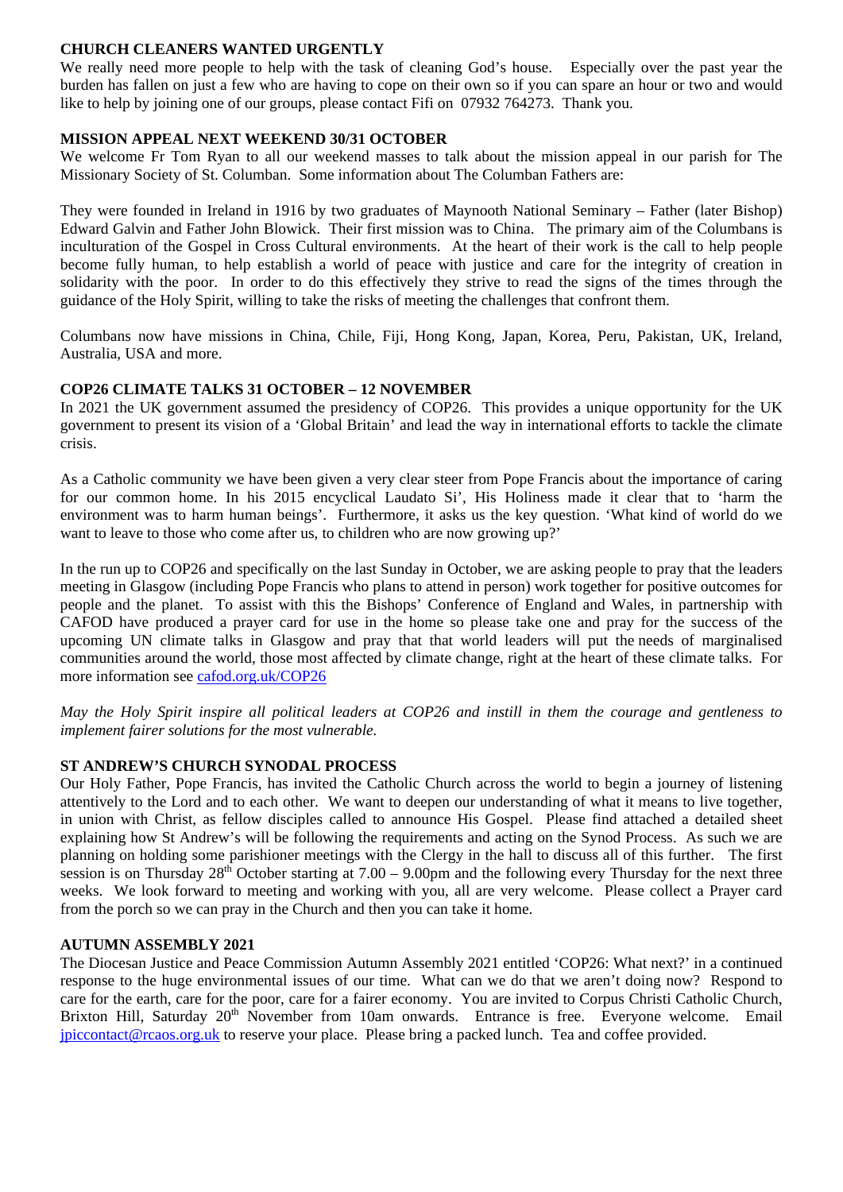**CHURCH CLEANERS WANTED URGENTLY**

We really need more people to help with the task of cleaning God's house. Especially over the past year the burden has fallen on just a few who are having to cope on their own so if you can spare an hour or two and would like to help by joining one of our groups, please contact Fifi on 07932 764273. Thank you.

**MISSION APPEAL NEXT WEEKEND 30/31 OCTOBER**

We welcome Fr Tom Ryan to all our weekend masses to talk about the mission appeal in our parish for The Missionary Society of St. Columban. Some information about The Columban Fathers are:

They were founded in Ireland in 1916 by two graduates of Maynooth National Seminary – Father (later Bishop) Edward Galvin and Father John Blowick. Their first mission was to China. The primary aim of the Columbans is inculturation of the Gospel in Cross Cultural environments. At the heart of their work is the call to help people become fully human, to help establish a world of peace with justice and care for the integrity of creation in solidarity with the poor. In order to do this effectively they strive to read the signs of the times through the guidance of the Holy Spirit, willing to take the risks of meeting the challenges that confront them.

Columbans now have missions in China, Chile, Fiji, Hong Kong, Japan, Korea, Peru, Pakistan, UK, Ireland, Australia, USA and more.

**COP26 CLIMATE TALKS 31 OCTOBER – 12 NOVEMBER**

In 2021 the UK government assumed the presidency of COP26. This provides a unique opportunity for the UK government to present its vision of a 'Global Britain' and lead the way in international efforts to tackle the climate crisis.

As a Catholic community we have been given a very clear steer from Pope Francis about the importance of caring for our common home. In his 2015 encyclical Laudato Si', His Holiness made it clear that to 'harm the environment was to harm human beings'. Furthermore, it asks us the key question. 'What kind of world do we want to leave to those who come after us, to children who are now growing up?'

In the run up to COP26 and specifically on the last Sunday in October, we are asking people to pray that the leaders meeting in Glasgow (including Pope Francis who plans to attend in person) work together for positive outcomes for people and the planet. To assist with this the Bishops' Conference of England and Wales, in partnership with CAFOD have produced a prayer card for use in the home so please take one and pray for the success of the upcoming UN climate talks in Glasgow and pray that that world leaders will put the needs of marginalised communities around the world, those most affected by climate change, right at the heart of these climate talks. For more information see [cafod.org.uk/COP26](cafod.org.uk/COP26)

*May the Holy Spirit inspire all political leaders at COP26 and instill in them the courage and gentleness to implement fairer solutions for the most vulnerable.*

**ST ANDREW'S CHURCH SYNODAL PROCESS**

Our Holy Father, Pope Francis, has invited the Catholic Church across the world to begin a journey of listening attentively to the Lord and to each other. We want to deepen our understanding of what it means to live together, in union with Christ, as fellow disciples called to announce His Gospel. Please find attached a detailed sheet explaining how St Andrew's will be following the requirements and acting on the Synod Process. As such we are planning on holding some parishioner meetings with the Clergy in the hall to discuss all of this further. The first session is on Thursday 28th October starting at 7.00 – 9.00pm and the following every Thursday for the next three weeks. We look forward to meeting and working with you, all are very welcome. Please collect a Prayer card from the porch so we can pray in the Church and then you can take it home.

**AUTUMN ASSEMBLY 2021**

The Diocesan Justice and Peace Commission Autumn Assembly 2021 entitled 'COP26: What next?' in a continued response to the huge environmental issues of our time. What can we do that we aren't doing now? Respond to care for the earth, care for the poor, care for a fairer economy. You are invited to Corpus Christi Catholic Church, Brixton Hill, Saturday 20th November from 10am onwards. Entrance is free. Everyone welcome. Email [jpiccontact@rcaos.org.uk](mailto:jpiccontact@rcaos.org.uk) to reserve your place. Please bring a packed lunch. Tea and coffee provided.